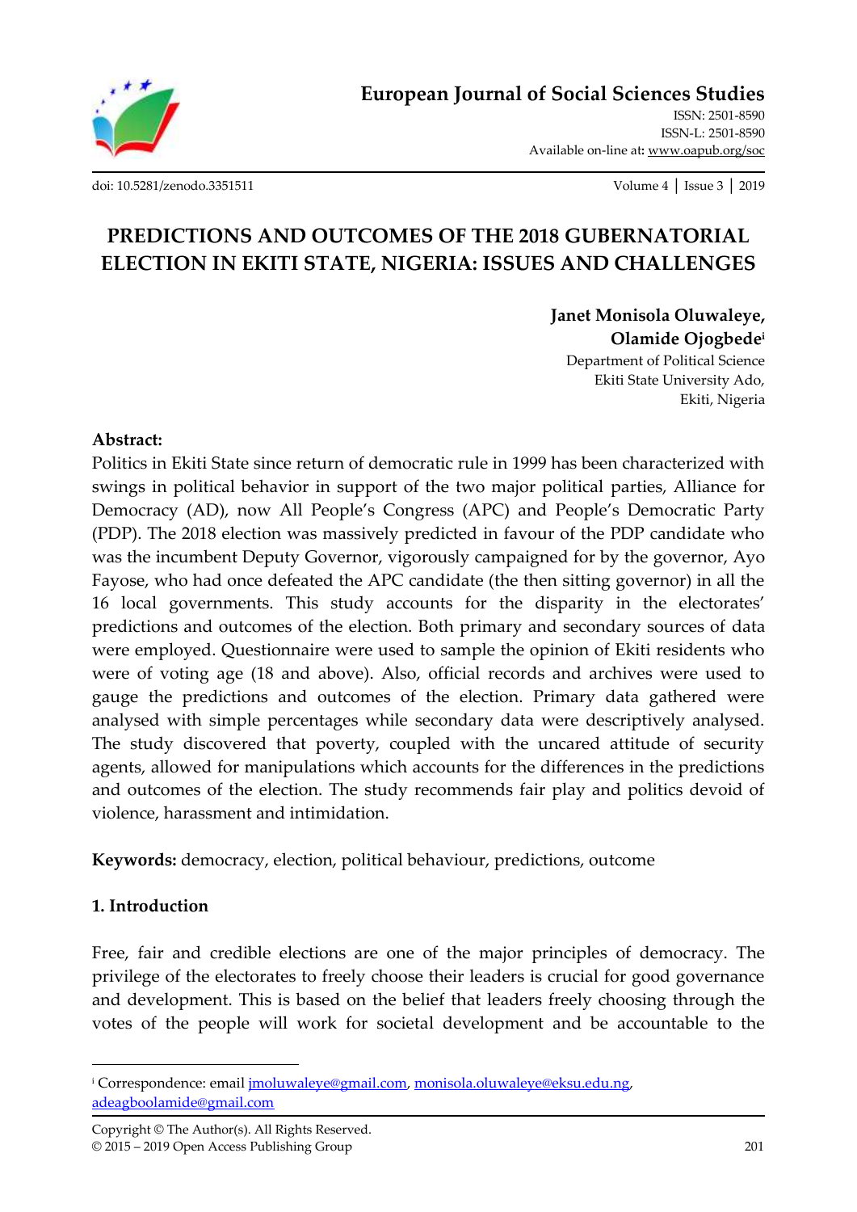European Journal of Social Sciences Studies

ISSN: 2501-8590
ISSN-L: 2501-8590
Available on-line at: www.oapub.org/soc

doi: 10.5281/zenodo.3351511

# PREDICTIONS AND OUTCOMES OF THE 2018 GUBERNATORIAL ELECTION IN EKITI STATE, NIGERIA: ISSUES AND CHALLENGES

**Janet Monisola Oluwaleye, Olamide Ojogbede**[i]

Department of Political Science
Ekiti State University Ado,
Ekiti, Nigeria

**Abstract:**

Politics in Ekiti State since return of democratic rule in 1999 has been characterized with swings in political behavior in support of the two major political parties, Alliance for Democracy (AD), now All People's Congress (APC) and People's Democratic Party (PDP). The 2018 election was massively predicted in favour of the PDP candidate who was the incumbent Deputy Governor, vigorously campaigned for by the governor, Ayo Fayose, who had once defeated the APC candidate (the then sitting governor) in all the 16 local governments. This study accounts for the disparity in the electorates' predictions and outcomes of the election. Both primary and secondary sources of data were employed. Questionnaire were used to sample the opinion of Ekiti residents who were of voting age (18 and above). Also, official records and archives were used to gauge the predictions and outcomes of the election. Primary data gathered were analysed with simple percentages while secondary data were descriptively analysed. The study discovered that poverty, coupled with the uncared attitude of security agents, allowed for manipulations which accounts for the differences in the predictions and outcomes of the election. The study recommends fair play and politics devoid of violence, harassment and intimidation.

**Keywords:** democracy, election, political behaviour, predictions, outcome

## 1. Introduction

Free, fair and credible elections are one of the major principles of democracy. The privilege of the electorates to freely choose their leaders is crucial for good governance and development. This is based on the belief that leaders freely choosing through the votes of the people will work for societal development and be accountable to the

---

[i] Correspondence: email jmoluwaleye@gmail.com, monisola.oluwaleye@eksu.edu.ng, adeagboolamide@gmail.com

Copyright © The Author(s). All Rights Reserved.
© 2015 – 2019 Open Access Publishing Group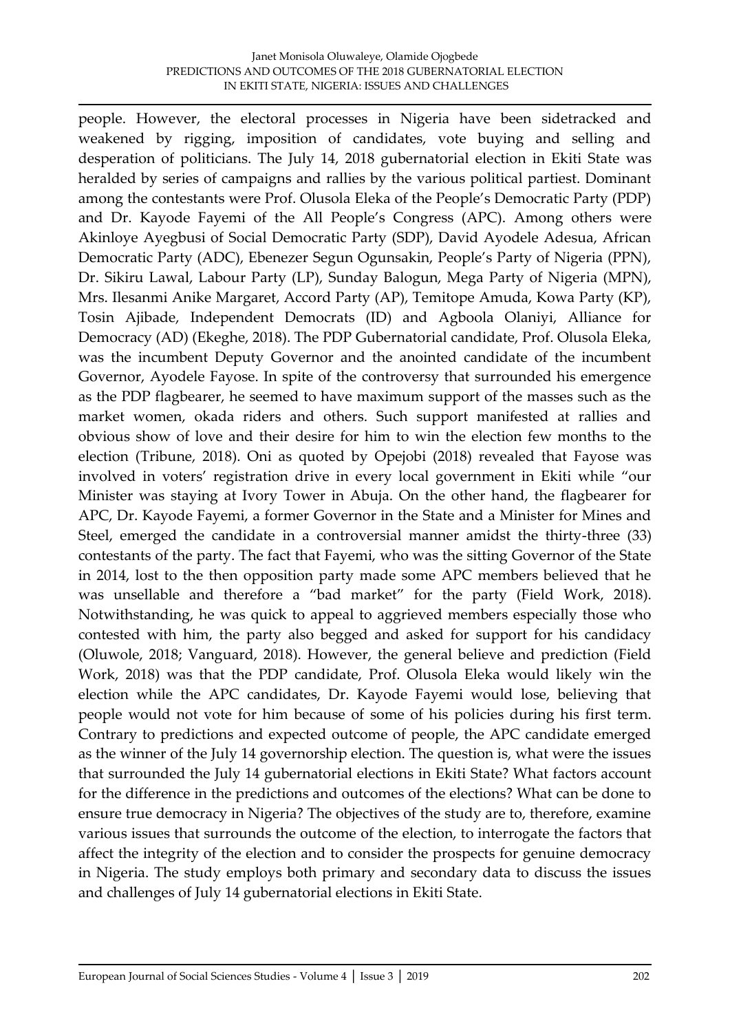people. However, the electoral processes in Nigeria have been sidetracked and weakened by rigging, imposition of candidates, vote buying and selling and desperation of politicians. The July 14, 2018 gubernatorial election in Ekiti State was heralded by series of campaigns and rallies by the various political partiest. Dominant among the contestants were Prof. Olusola Eleka of the People's Democratic Party (PDP) and Dr. Kayode Fayemi of the All People's Congress (APC). Among others were Akinloye Ayegbusi of Social Democratic Party (SDP), David Ayodele Adesua, African Democratic Party (ADC), Ebenezer Segun Ogunsakin, People's Party of Nigeria (PPN), Dr. Sikiru Lawal, Labour Party (LP), Sunday Balogun, Mega Party of Nigeria (MPN), Mrs. Ilesanmi Anike Margaret, Accord Party (AP), Temitope Amuda, Kowa Party (KP), Tosin Ajibade, Independent Democrats (ID) and Agboola Olaniyi, Alliance for Democracy (AD) (Ekeghe, 2018). The PDP Gubernatorial candidate, Prof. Olusola Eleka, was the incumbent Deputy Governor and the anointed candidate of the incumbent Governor, Ayodele Fayose. In spite of the controversy that surrounded his emergence as the PDP flagbearer, he seemed to have maximum support of the masses such as the market women, okada riders and others. Such support manifested at rallies and obvious show of love and their desire for him to win the election few months to the election (Tribune, 2018). Oni as quoted by Opejobi (2018) revealed that Fayose was involved in voters' registration drive in every local government in Ekiti while "our Minister was staying at Ivory Tower in Abuja. On the other hand, the flagbearer for APC, Dr. Kayode Fayemi, a former Governor in the State and a Minister for Mines and Steel, emerged the candidate in a controversial manner amidst the thirty-three (33) contestants of the party. The fact that Fayemi, who was the sitting Governor of the State in 2014, lost to the then opposition party made some APC members believed that he was unsellable and therefore a "bad market" for the party (Field Work, 2018). Notwithstanding, he was quick to appeal to aggrieved members especially those who contested with him, the party also begged and asked for support for his candidacy (Oluwole, 2018; Vanguard, 2018). However, the general believe and prediction (Field Work, 2018) was that the PDP candidate, Prof. Olusola Eleka would likely win the election while the APC candidates, Dr. Kayode Fayemi would lose, believing that people would not vote for him because of some of his policies during his first term. Contrary to predictions and expected outcome of people, the APC candidate emerged as the winner of the July 14 governorship election. The question is, what were the issues that surrounded the July 14 gubernatorial elections in Ekiti State? What factors account for the difference in the predictions and outcomes of the elections? What can be done to ensure true democracy in Nigeria? The objectives of the study are to, therefore, examine various issues that surrounds the outcome of the election, to interrogate the factors that affect the integrity of the election and to consider the prospects for genuine democracy in Nigeria. The study employs both primary and secondary data to discuss the issues and challenges of July 14 gubernatorial elections in Ekiti State.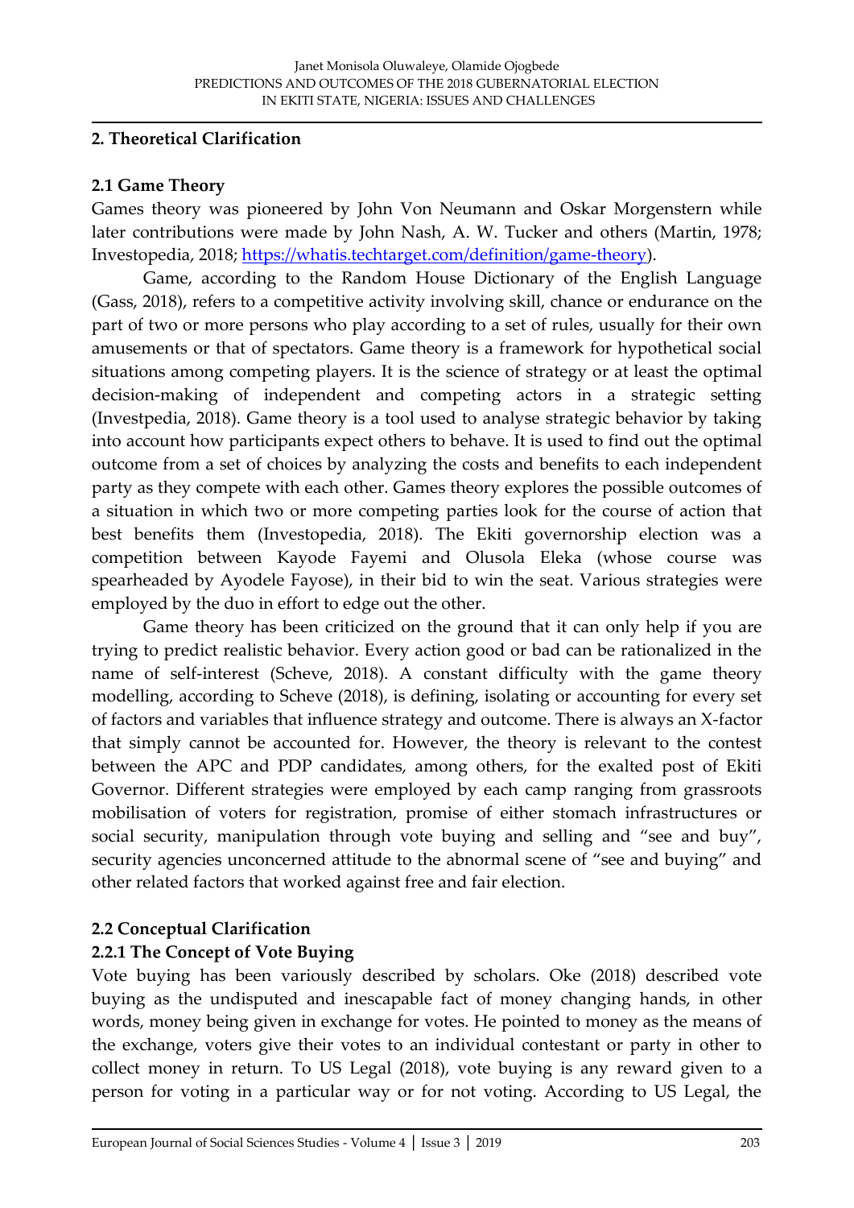## 2. Theoretical Clarification

### 2.1 Game Theory

Games theory was pioneered by John Von Neumann and Oskar Morgenstern while later contributions were made by John Nash, A. W. Tucker and others (Martin, 1978; Investopedia, 2018; https://whatis.techtarget.com/definition/game-theory).

Game, according to the Random House Dictionary of the English Language (Gass, 2018), refers to a competitive activity involving skill, chance or endurance on the part of two or more persons who play according to a set of rules, usually for their own amusements or that of spectators. Game theory is a framework for hypothetical social situations among competing players. It is the science of strategy or at least the optimal decision-making of independent and competing actors in a strategic setting (Investpedia, 2018). Game theory is a tool used to analyse strategic behavior by taking into account how participants expect others to behave. It is used to find out the optimal outcome from a set of choices by analyzing the costs and benefits to each independent party as they compete with each other. Games theory explores the possible outcomes of a situation in which two or more competing parties look for the course of action that best benefits them (Investopedia, 2018). The Ekiti governorship election was a competition between Kayode Fayemi and Olusola Eleka (whose course was spearheaded by Ayodele Fayose), in their bid to win the seat. Various strategies were employed by the duo in effort to edge out the other.

Game theory has been criticized on the ground that it can only help if you are trying to predict realistic behavior. Every action good or bad can be rationalized in the name of self-interest (Scheve, 2018). A constant difficulty with the game theory modelling, according to Scheve (2018), is defining, isolating or accounting for every set of factors and variables that influence strategy and outcome. There is always an X-factor that simply cannot be accounted for. However, the theory is relevant to the contest between the APC and PDP candidates, among others, for the exalted post of Ekiti Governor. Different strategies were employed by each camp ranging from grassroots mobilisation of voters for registration, promise of either stomach infrastructures or social security, manipulation through vote buying and selling and "see and buy", security agencies unconcerned attitude to the abnormal scene of "see and buying" and other related factors that worked against free and fair election.

### 2.2 Conceptual Clarification

#### 2.2.1 The Concept of Vote Buying

Vote buying has been variously described by scholars. Oke (2018) described vote buying as the undisputed and inescapable fact of money changing hands, in other words, money being given in exchange for votes. He pointed to money as the means of the exchange, voters give their votes to an individual contestant or party in other to collect money in return. To US Legal (2018), vote buying is any reward given to a person for voting in a particular way or for not voting. According to US Legal, the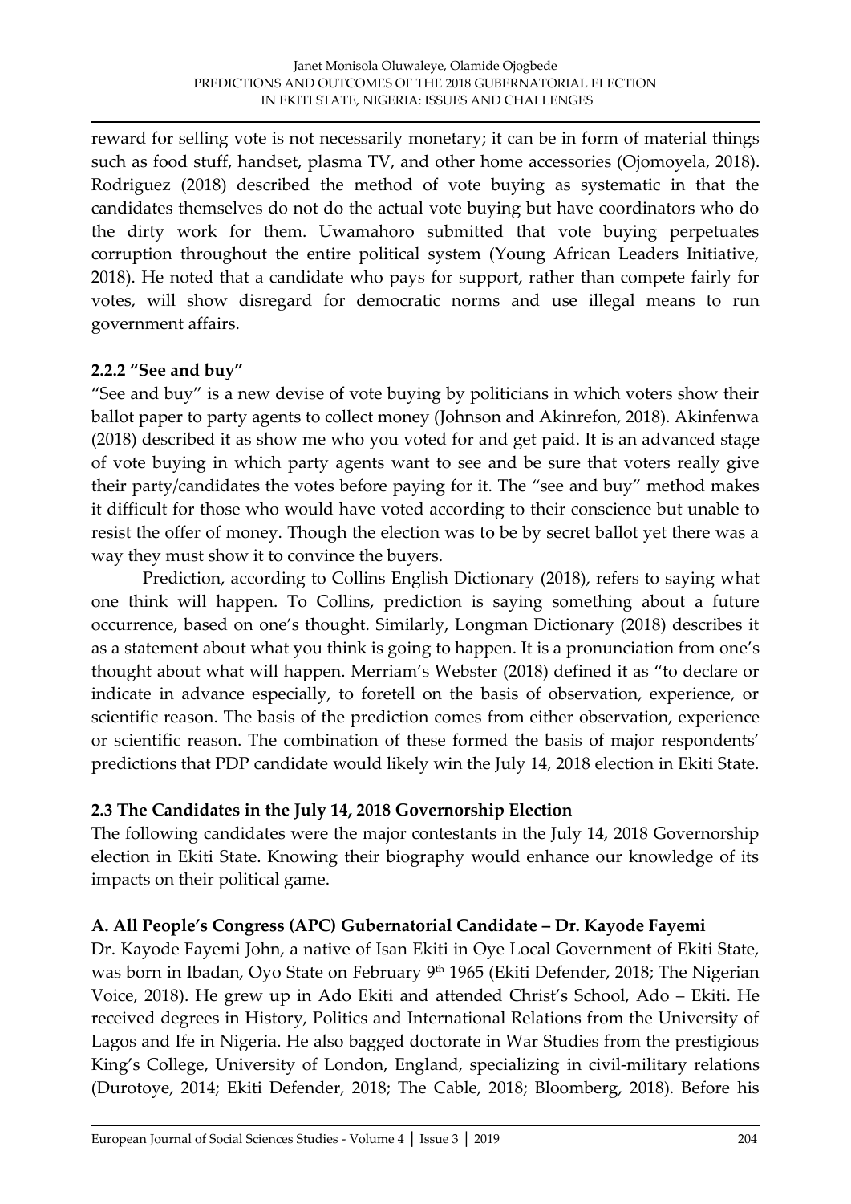reward for selling vote is not necessarily monetary; it can be in form of material things such as food stuff, handset, plasma TV, and other home accessories (Ojomoyela, 2018). Rodriguez (2018) described the method of vote buying as systematic in that the candidates themselves do not do the actual vote buying but have coordinators who do the dirty work for them. Uwamahoro submitted that vote buying perpetuates corruption throughout the entire political system (Young African Leaders Initiative, 2018). He noted that a candidate who pays for support, rather than compete fairly for votes, will show disregard for democratic norms and use illegal means to run government affairs.

### 2.2.2 "See and buy"

"See and buy" is a new devise of vote buying by politicians in which voters show their ballot paper to party agents to collect money (Johnson and Akinrefon, 2018). Akinfenwa (2018) described it as show me who you voted for and get paid. It is an advanced stage of vote buying in which party agents want to see and be sure that voters really give their party/candidates the votes before paying for it. The "see and buy" method makes it difficult for those who would have voted according to their conscience but unable to resist the offer of money. Though the election was to be by secret ballot yet there was a way they must show it to convince the buyers.

Prediction, according to Collins English Dictionary (2018), refers to saying what one think will happen. To Collins, prediction is saying something about a future occurrence, based on one's thought. Similarly, Longman Dictionary (2018) describes it as a statement about what you think is going to happen. It is a pronunciation from one's thought about what will happen. Merriam's Webster (2018) defined it as "to declare or indicate in advance especially, to foretell on the basis of observation, experience, or scientific reason. The basis of the prediction comes from either observation, experience or scientific reason. The combination of these formed the basis of major respondents' predictions that PDP candidate would likely win the July 14, 2018 election in Ekiti State.

## 2.3 The Candidates in the July 14, 2018 Governorship Election

The following candidates were the major contestants in the July 14, 2018 Governorship election in Ekiti State. Knowing their biography would enhance our knowledge of its impacts on their political game.

### A. All People's Congress (APC) Gubernatorial Candidate – Dr. Kayode Fayemi

Dr. Kayode Fayemi John, a native of Isan Ekiti in Oye Local Government of Ekiti State, was born in Ibadan, Oyo State on February 9th 1965 (Ekiti Defender, 2018; The Nigerian Voice, 2018). He grew up in Ado Ekiti and attended Christ's School, Ado – Ekiti. He received degrees in History, Politics and International Relations from the University of Lagos and Ife in Nigeria. He also bagged doctorate in War Studies from the prestigious King's College, University of London, England, specializing in civil-military relations (Durotoye, 2014; Ekiti Defender, 2018; The Cable, 2018; Bloomberg, 2018). Before his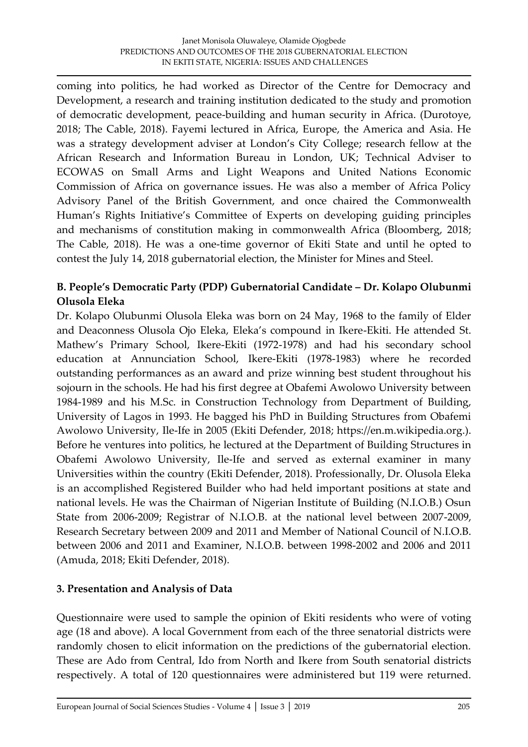coming into politics, he had worked as Director of the Centre for Democracy and Development, a research and training institution dedicated to the study and promotion of democratic development, peace-building and human security in Africa. (Durotoye, 2018; The Cable, 2018). Fayemi lectured in Africa, Europe, the America and Asia. He was a strategy development adviser at London's City College; research fellow at the African Research and Information Bureau in London, UK; Technical Adviser to ECOWAS on Small Arms and Light Weapons and United Nations Economic Commission of Africa on governance issues. He was also a member of Africa Policy Advisory Panel of the British Government, and once chaired the Commonwealth Human's Rights Initiative's Committee of Experts on developing guiding principles and mechanisms of constitution making in commonwealth Africa (Bloomberg, 2018; The Cable, 2018). He was a one-time governor of Ekiti State and until he opted to contest the July 14, 2018 gubernatorial election, the Minister for Mines and Steel.

### B. People's Democratic Party (PDP) Gubernatorial Candidate – Dr. Kolapo Olubunmi Olusola Eleka

Dr. Kolapo Olubunmi Olusola Eleka was born on 24 May, 1968 to the family of Elder and Deaconness Olusola Ojo Eleka, Eleka's compound in Ikere-Ekiti. He attended St. Mathew's Primary School, Ikere-Ekiti (1972-1978) and had his secondary school education at Annunciation School, Ikere-Ekiti (1978-1983) where he recorded outstanding performances as an award and prize winning best student throughout his sojourn in the schools. He had his first degree at Obafemi Awolowo University between 1984-1989 and his M.Sc. in Construction Technology from Department of Building, University of Lagos in 1993. He bagged his PhD in Building Structures from Obafemi Awolowo University, Ile-Ife in 2005 (Ekiti Defender, 2018; https://en.m.wikipedia.org.). Before he ventures into politics, he lectured at the Department of Building Structures in Obafemi Awolowo University, Ile-Ife and served as external examiner in many Universities within the country (Ekiti Defender, 2018). Professionally, Dr. Olusola Eleka is an accomplished Registered Builder who had held important positions at state and national levels. He was the Chairman of Nigerian Institute of Building (N.I.O.B.) Osun State from 2006-2009; Registrar of N.I.O.B. at the national level between 2007-2009, Research Secretary between 2009 and 2011 and Member of National Council of N.I.O.B. between 2006 and 2011 and Examiner, N.I.O.B. between 1998-2002 and 2006 and 2011 (Amuda, 2018; Ekiti Defender, 2018).

## 3. Presentation and Analysis of Data

Questionnaire were used to sample the opinion of Ekiti residents who were of voting age (18 and above). A local Government from each of the three senatorial districts were randomly chosen to elicit information on the predictions of the gubernatorial election. These are Ado from Central, Ido from North and Ikere from South senatorial districts respectively. A total of 120 questionnaires were administered but 119 were returned.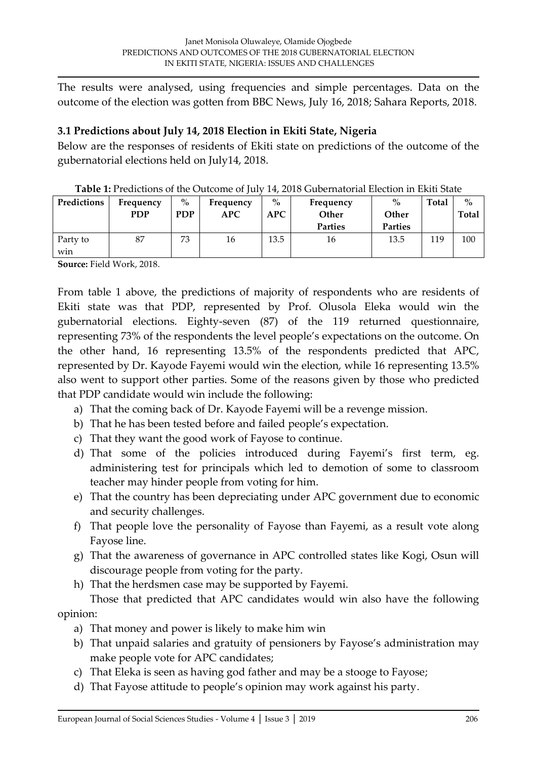The results were analysed, using frequencies and simple percentages. Data on the outcome of the election was gotten from BBC News, July 16, 2018; Sahara Reports, 2018.

### 3.1 Predictions about July 14, 2018 Election in Ekiti State, Nigeria

Below are the responses of residents of Ekiti state on predictions of the outcome of the gubernatorial elections held on July14, 2018.

**Table 1:** Predictions of the Outcome of July 14, 2018 Gubernatorial Election in Ekiti State

| Predictions | Frequency PDP | % PDP | Frequency APC | % APC | Frequency Other Parties | % Other Parties | Total | % Total |
|---|---|---|---|---|---|---|---|---|
| Party to win | 87 | 73 | 16 | 13.5 | 16 | 13.5 | 119 | 100 |

**Source:** Field Work, 2018.

From table 1 above, the predictions of majority of respondents who are residents of Ekiti state was that PDP, represented by Prof. Olusola Eleka would win the gubernatorial elections. Eighty-seven (87) of the 119 returned questionnaire, representing 73% of the respondents the level people's expectations on the outcome. On the other hand, 16 representing 13.5% of the respondents predicted that APC, represented by Dr. Kayode Fayemi would win the election, while 16 representing 13.5% also went to support other parties. Some of the reasons given by those who predicted that PDP candidate would win include the following:

a) That the coming back of Dr. Kayode Fayemi will be a revenge mission.
b) That he has been tested before and failed people's expectation.
c) That they want the good work of Fayose to continue.
d) That some of the policies introduced during Fayemi's first term, eg. administering test for principals which led to demotion of some to classroom teacher may hinder people from voting for him.
e) That the country has been depreciating under APC government due to economic and security challenges.
f) That people love the personality of Fayose than Fayemi, as a result vote along Fayose line.
g) That the awareness of governance in APC controlled states like Kogi, Osun will discourage people from voting for the party.
h) That the herdsmen case may be supported by Fayemi.

Those that predicted that APC candidates would win also have the following opinion:

a) That money and power is likely to make him win
b) That unpaid salaries and gratuity of pensioners by Fayose's administration may make people vote for APC candidates;
c) That Eleka is seen as having god father and may be a stooge to Fayose;
d) That Fayose attitude to people's opinion may work against his party.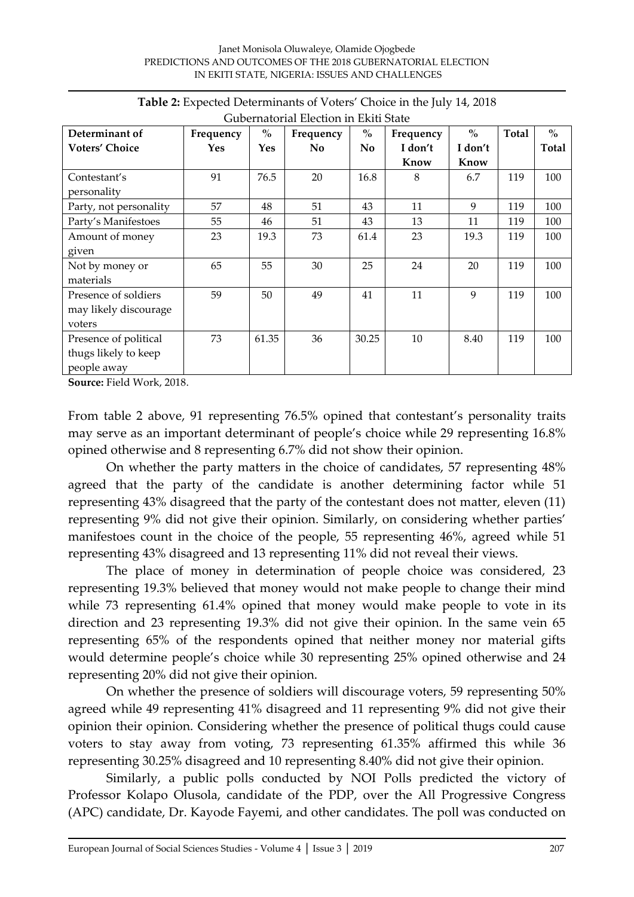**Table 2:** Expected Determinants of Voters' Choice in the July 14, 2018 Gubernatorial Election in Ekiti State

| Determinant of Voters' Choice | Frequency Yes | % Yes | Frequency No | % No | Frequency I don't Know | % I don't Know | Total | % Total |
|---|---|---|---|---|---|---|---|---|
| Contestant's personality | 91 | 76.5 | 20 | 16.8 | 8 | 6.7 | 119 | 100 |
| Party, not personality | 57 | 48 | 51 | 43 | 11 | 9 | 119 | 100 |
| Party's Manifestoes | 55 | 46 | 51 | 43 | 13 | 11 | 119 | 100 |
| Amount of money given | 23 | 19.3 | 73 | 61.4 | 23 | 19.3 | 119 | 100 |
| Not by money or materials | 65 | 55 | 30 | 25 | 24 | 20 | 119 | 100 |
| Presence of soldiers may likely discourage voters | 59 | 50 | 49 | 41 | 11 | 9 | 119 | 100 |
| Presence of political thugs likely to keep people away | 73 | 61.35 | 36 | 30.25 | 10 | 8.40 | 119 | 100 |

**Source:** Field Work, 2018.

From table 2 above, 91 representing 76.5% opined that contestant's personality traits may serve as an important determinant of people's choice while 29 representing 16.8% opined otherwise and 8 representing 6.7% did not show their opinion.

On whether the party matters in the choice of candidates, 57 representing 48% agreed that the party of the candidate is another determining factor while 51 representing 43% disagreed that the party of the contestant does not matter, eleven (11) representing 9% did not give their opinion. Similarly, on considering whether parties' manifestoes count in the choice of the people, 55 representing 46%, agreed while 51 representing 43% disagreed and 13 representing 11% did not reveal their views.

The place of money in determination of people choice was considered, 23 representing 19.3% believed that money would not make people to change their mind while 73 representing 61.4% opined that money would make people to vote in its direction and 23 representing 19.3% did not give their opinion. In the same vein 65 representing 65% of the respondents opined that neither money nor material gifts would determine people's choice while 30 representing 25% opined otherwise and 24 representing 20% did not give their opinion.

On whether the presence of soldiers will discourage voters, 59 representing 50% agreed while 49 representing 41% disagreed and 11 representing 9% did not give their opinion their opinion. Considering whether the presence of political thugs could cause voters to stay away from voting, 73 representing 61.35% affirmed this while 36 representing 30.25% disagreed and 10 representing 8.40% did not give their opinion.

Similarly, a public polls conducted by NOI Polls predicted the victory of Professor Kolapo Olusola, candidate of the PDP, over the All Progressive Congress (APC) candidate, Dr. Kayode Fayemi, and other candidates. The poll was conducted on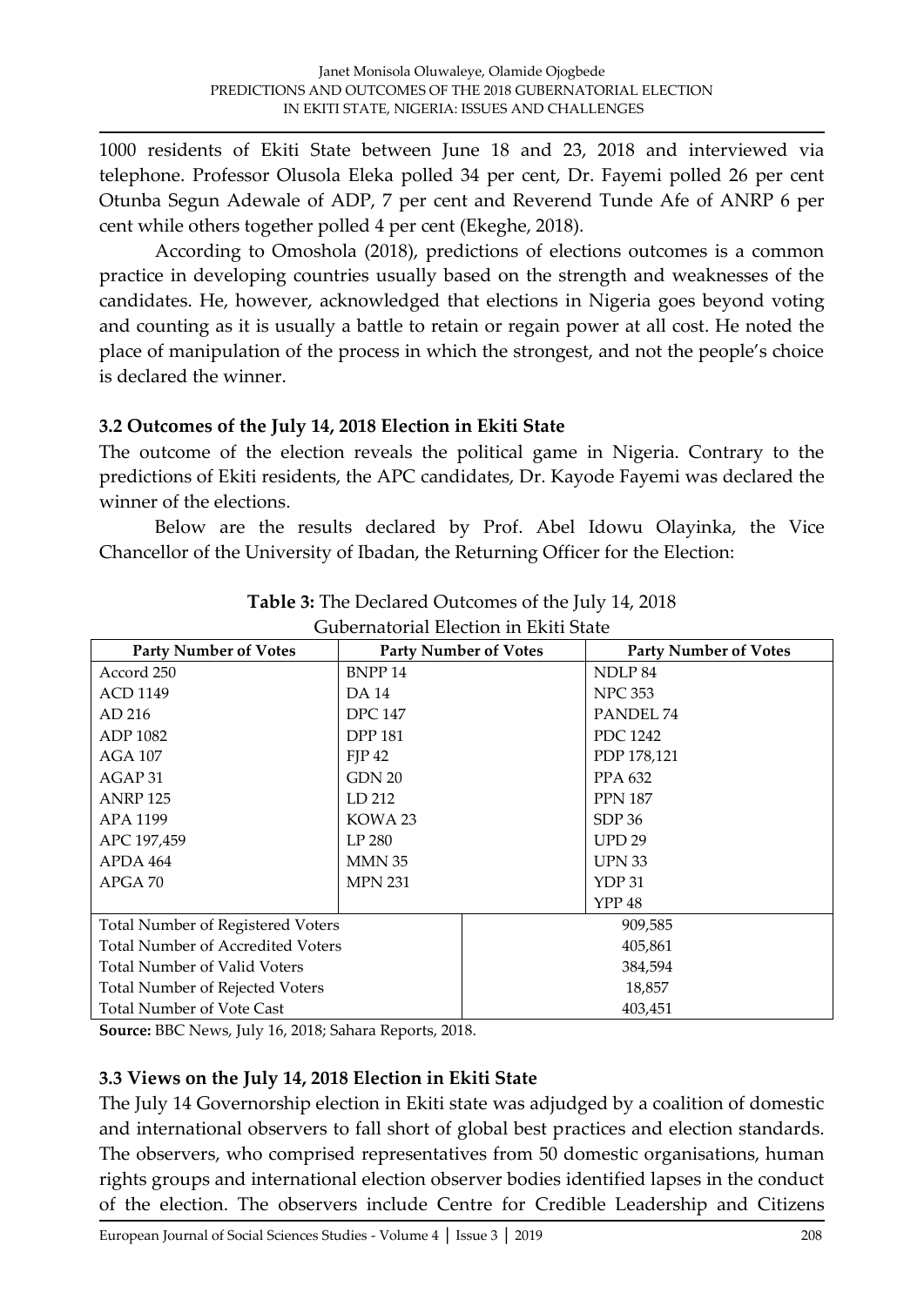1000 residents of Ekiti State between June 18 and 23, 2018 and interviewed via telephone. Professor Olusola Eleka polled 34 per cent, Dr. Fayemi polled 26 per cent Otunba Segun Adewale of ADP, 7 per cent and Reverend Tunde Afe of ANRP 6 per cent while others together polled 4 per cent (Ekeghe, 2018).

According to Omoshola (2018), predictions of elections outcomes is a common practice in developing countries usually based on the strength and weaknesses of the candidates. He, however, acknowledged that elections in Nigeria goes beyond voting and counting as it is usually a battle to retain or regain power at all cost. He noted the place of manipulation of the process in which the strongest, and not the people's choice is declared the winner.

### 3.2 Outcomes of the July 14, 2018 Election in Ekiti State

The outcome of the election reveals the political game in Nigeria. Contrary to the predictions of Ekiti residents, the APC candidates, Dr. Kayode Fayemi was declared the winner of the elections.

Below are the results declared by Prof. Abel Idowu Olayinka, the Vice Chancellor of the University of Ibadan, the Returning Officer for the Election:

**Table 3:** The Declared Outcomes of the July 14, 2018 Gubernatorial Election in Ekiti State

| Party Number of Votes | Party Number of Votes | Party Number of Votes |
|---|---|---|
| Accord 250 | BNPP 14 | NDLP 84 |
| ACD 1149 | DA 14 | NPC 353 |
| AD 216 | DPC 147 | PANDEL 74 |
| ADP 1082 | DPP 181 | PDC 1242 |
| AGA 107 | FJP 42 | PDP 178,121 |
| AGAP 31 | GDN 20 | PPA 632 |
| ANRP 125 | LD 212 | PPN 187 |
| APA 1199 | KOWA 23 | SDP 36 |
| APC 197,459 | LP 280 | UPD 29 |
| APDA 464 | MMN 35 | UPN 33 |
| APGA 70 | MPN 231 | YDP 31 |
| | | YPP 48 |
| Total Number of Registered Voters | | 909,585 |
| Total Number of Accredited Voters | | 405,861 |
| Total Number of Valid Voters | | 384,594 |
| Total Number of Rejected Voters | | 18,857 |
| Total Number of Vote Cast | | 403,451 |

**Source:** BBC News, July 16, 2018; Sahara Reports, 2018.

### 3.3 Views on the July 14, 2018 Election in Ekiti State

The July 14 Governorship election in Ekiti state was adjudged by a coalition of domestic and international observers to fall short of global best practices and election standards. The observers, who comprised representatives from 50 domestic organisations, human rights groups and international election observer bodies identified lapses in the conduct of the election. The observers include Centre for Credible Leadership and Citizens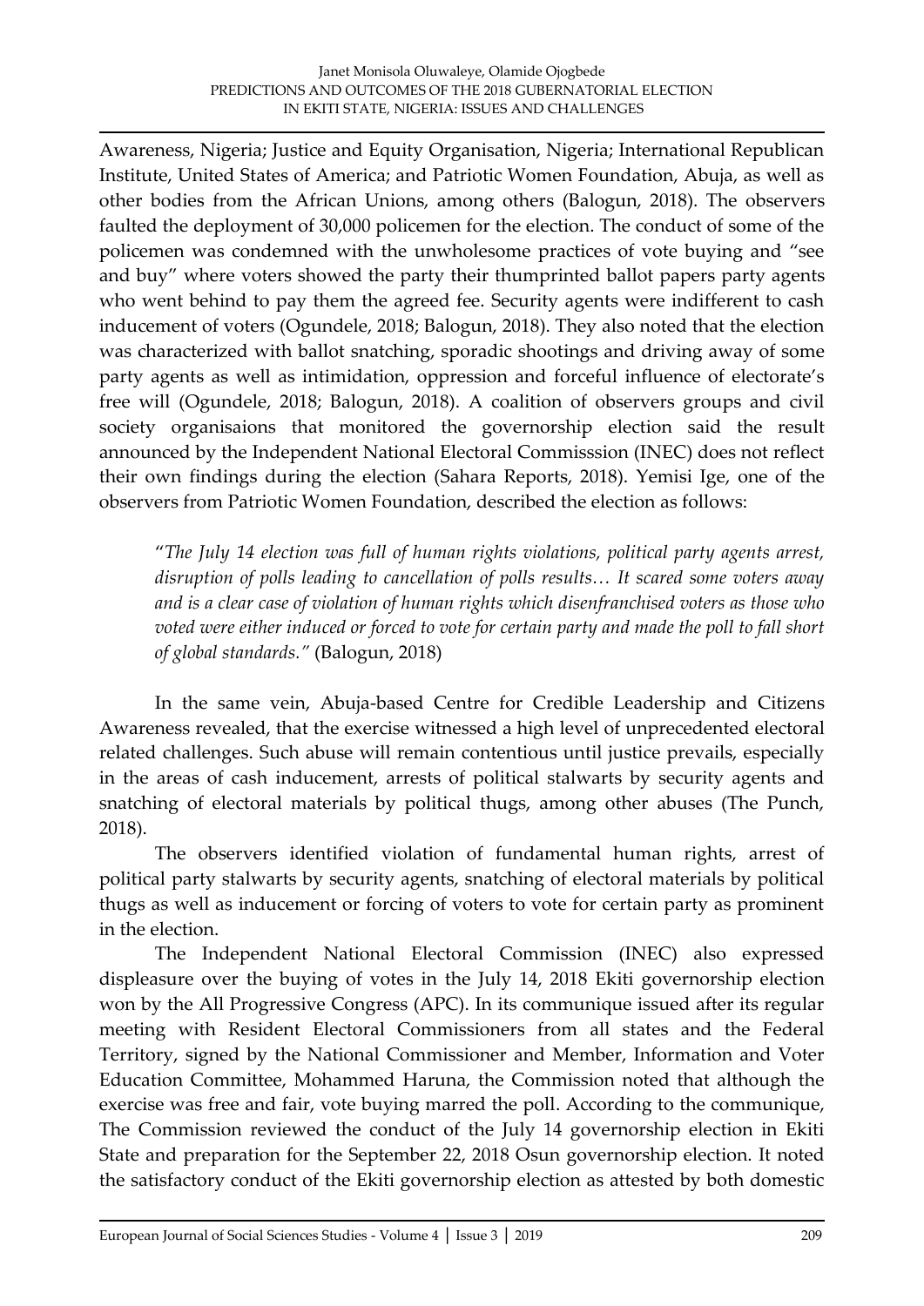Awareness, Nigeria; Justice and Equity Organisation, Nigeria; International Republican Institute, United States of America; and Patriotic Women Foundation, Abuja, as well as other bodies from the African Unions, among others (Balogun, 2018). The observers faulted the deployment of 30,000 policemen for the election. The conduct of some of the policemen was condemned with the unwholesome practices of vote buying and "see and buy" where voters showed the party their thumprinted ballot papers party agents who went behind to pay them the agreed fee. Security agents were indifferent to cash inducement of voters (Ogundele, 2018; Balogun, 2018). They also noted that the election was characterized with ballot snatching, sporadic shootings and driving away of some party agents as well as intimidation, oppression and forceful influence of electorate's free will (Ogundele, 2018; Balogun, 2018). A coalition of observers groups and civil society organisaions that monitored the governorship election said the result announced by the Independent National Electoral Commisssion (INEC) does not reflect their own findings during the election (Sahara Reports, 2018). Yemisi Ige, one of the observers from Patriotic Women Foundation, described the election as follows:

> "*The July 14 election was full of human rights violations, political party agents arrest, disruption of polls leading to cancellation of polls results… It scared some voters away and is a clear case of violation of human rights which disenfranchised voters as those who voted were either induced or forced to vote for certain party and made the poll to fall short of global standards."* (Balogun, 2018)

In the same vein, Abuja-based Centre for Credible Leadership and Citizens Awareness revealed, that the exercise witnessed a high level of unprecedented electoral related challenges. Such abuse will remain contentious until justice prevails, especially in the areas of cash inducement, arrests of political stalwarts by security agents and snatching of electoral materials by political thugs, among other abuses (The Punch, 2018).

The observers identified violation of fundamental human rights, arrest of political party stalwarts by security agents, snatching of electoral materials by political thugs as well as inducement or forcing of voters to vote for certain party as prominent in the election.

The Independent National Electoral Commission (INEC) also expressed displeasure over the buying of votes in the July 14, 2018 Ekiti governorship election won by the All Progressive Congress (APC). In its communique issued after its regular meeting with Resident Electoral Commissioners from all states and the Federal Territory, signed by the National Commissioner and Member, Information and Voter Education Committee, Mohammed Haruna, the Commission noted that although the exercise was free and fair, vote buying marred the poll. According to the communique, The Commission reviewed the conduct of the July 14 governorship election in Ekiti State and preparation for the September 22, 2018 Osun governorship election. It noted the satisfactory conduct of the Ekiti governorship election as attested by both domestic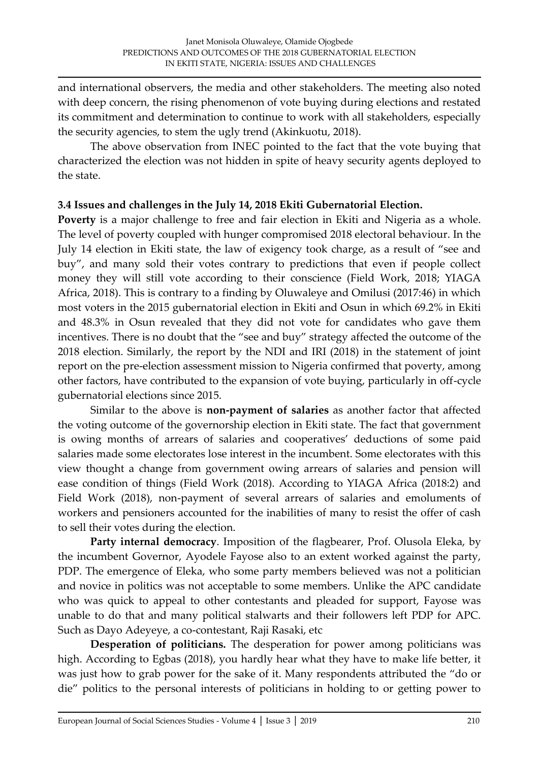and international observers, the media and other stakeholders. The meeting also noted with deep concern, the rising phenomenon of vote buying during elections and restated its commitment and determination to continue to work with all stakeholders, especially the security agencies, to stem the ugly trend (Akinkuotu, 2018).

The above observation from INEC pointed to the fact that the vote buying that characterized the election was not hidden in spite of heavy security agents deployed to the state.

### 3.4 Issues and challenges in the July 14, 2018 Ekiti Gubernatorial Election.

**Poverty** is a major challenge to free and fair election in Ekiti and Nigeria as a whole. The level of poverty coupled with hunger compromised 2018 electoral behaviour. In the July 14 election in Ekiti state, the law of exigency took charge, as a result of "see and buy", and many sold their votes contrary to predictions that even if people collect money they will still vote according to their conscience (Field Work, 2018; YIAGA Africa, 2018). This is contrary to a finding by Oluwaleye and Omilusi (2017:46) in which most voters in the 2015 gubernatorial election in Ekiti and Osun in which 69.2% in Ekiti and 48.3% in Osun revealed that they did not vote for candidates who gave them incentives. There is no doubt that the "see and buy" strategy affected the outcome of the 2018 election. Similarly, the report by the NDI and IRI (2018) in the statement of joint report on the pre-election assessment mission to Nigeria confirmed that poverty, among other factors, have contributed to the expansion of vote buying, particularly in off-cycle gubernatorial elections since 2015.

Similar to the above is **non-payment of salaries** as another factor that affected the voting outcome of the governorship election in Ekiti state. The fact that government is owing months of arrears of salaries and cooperatives' deductions of some paid salaries made some electorates lose interest in the incumbent. Some electorates with this view thought a change from government owing arrears of salaries and pension will ease condition of things (Field Work (2018). According to YIAGA Africa (2018:2) and Field Work (2018), non-payment of several arrears of salaries and emoluments of workers and pensioners accounted for the inabilities of many to resist the offer of cash to sell their votes during the election.

**Party internal democracy**. Imposition of the flagbearer, Prof. Olusola Eleka, by the incumbent Governor, Ayodele Fayose also to an extent worked against the party, PDP. The emergence of Eleka, who some party members believed was not a politician and novice in politics was not acceptable to some members. Unlike the APC candidate who was quick to appeal to other contestants and pleaded for support, Fayose was unable to do that and many political stalwarts and their followers left PDP for APC. Such as Dayo Adeyeye, a co-contestant, Raji Rasaki, etc

**Desperation of politicians.** The desperation for power among politicians was high. According to Egbas (2018), you hardly hear what they have to make life better, it was just how to grab power for the sake of it. Many respondents attributed the "do or die" politics to the personal interests of politicians in holding to or getting power to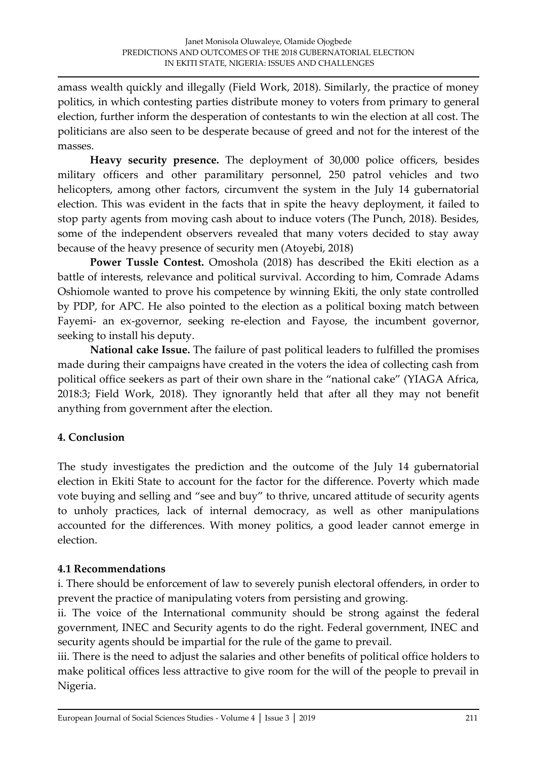amass wealth quickly and illegally (Field Work, 2018). Similarly, the practice of money politics, in which contesting parties distribute money to voters from primary to general election, further inform the desperation of contestants to win the election at all cost. The politicians are also seen to be desperate because of greed and not for the interest of the masses.

**Heavy security presence.** The deployment of 30,000 police officers, besides military officers and other paramilitary personnel, 250 patrol vehicles and two helicopters, among other factors, circumvent the system in the July 14 gubernatorial election. This was evident in the facts that in spite the heavy deployment, it failed to stop party agents from moving cash about to induce voters (The Punch, 2018). Besides, some of the independent observers revealed that many voters decided to stay away because of the heavy presence of security men (Atoyebi, 2018)

**Power Tussle Contest.** Omoshola (2018) has described the Ekiti election as a battle of interests, relevance and political survival. According to him, Comrade Adams Oshiomole wanted to prove his competence by winning Ekiti, the only state controlled by PDP, for APC. He also pointed to the election as a political boxing match between Fayemi- an ex-governor, seeking re-election and Fayose, the incumbent governor, seeking to install his deputy.

**National cake Issue.** The failure of past political leaders to fulfilled the promises made during their campaigns have created in the voters the idea of collecting cash from political office seekers as part of their own share in the "national cake" (YIAGA Africa, 2018:3; Field Work, 2018). They ignorantly held that after all they may not benefit anything from government after the election.

## 4. Conclusion

The study investigates the prediction and the outcome of the July 14 gubernatorial election in Ekiti State to account for the factor for the difference. Poverty which made vote buying and selling and "see and buy" to thrive, uncared attitude of security agents to unholy practices, lack of internal democracy, as well as other manipulations accounted for the differences. With money politics, a good leader cannot emerge in election.

### 4.1 Recommendations

i. There should be enforcement of law to severely punish electoral offenders, in order to prevent the practice of manipulating voters from persisting and growing.

ii. The voice of the International community should be strong against the federal government, INEC and Security agents to do the right. Federal government, INEC and security agents should be impartial for the rule of the game to prevail.

iii. There is the need to adjust the salaries and other benefits of political office holders to make political offices less attractive to give room for the will of the people to prevail in Nigeria.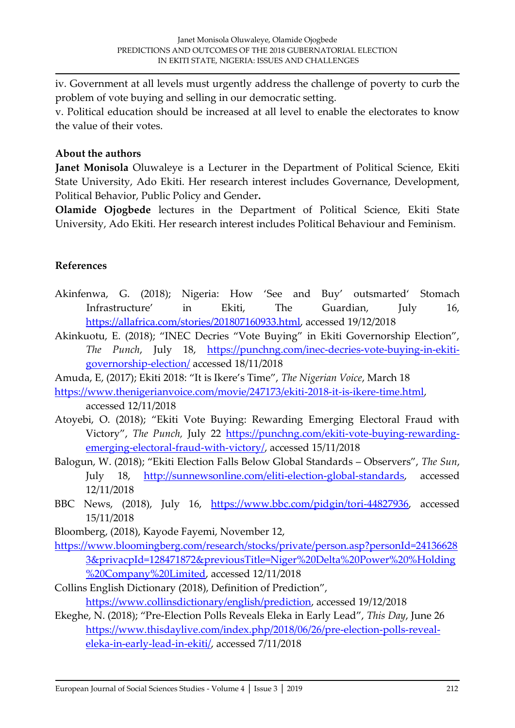iv. Government at all levels must urgently address the challenge of poverty to curb the problem of vote buying and selling in our democratic setting.
v. Political education should be increased at all level to enable the electorates to know the value of their votes.

**About the authors**

**Janet Monisola** Oluwaleye is a Lecturer in the Department of Political Science, Ekiti State University, Ado Ekiti. Her research interest includes Governance, Development, Political Behavior, Public Policy and Gender**.**

**Olamide Ojogbede** lectures in the Department of Political Science, Ekiti State University, Ado Ekiti. Her research interest includes Political Behaviour and Feminism.

**References**

Akinfenwa, G. (2018); Nigeria: How 'See and Buy' outsmarted' Stomach Infrastructure' in Ekiti, The Guardian, July 16, https://allafrica.com/stories/201807160933.html, accessed 19/12/2018

Akinkuotu, E. (2018); "INEC Decries "Vote Buying" in Ekiti Governorship Election", *The Punch*, July 18, https://punchng.com/inec-decries-vote-buying-in-ekiti-governorship-election/ accessed 18/11/2018

Amuda, E, (2017); Ekiti 2018: "It is Ikere's Time", *The Nigerian Voice*, March 18 https://www.thenigerianvoice.com/movie/247173/ekiti-2018-it-is-ikere-time.html, accessed 12/11/2018

Atoyebi, O. (2018); "Ekiti Vote Buying: Rewarding Emerging Electoral Fraud with Victory", *The Punch,* July 22 https://punchng.com/ekiti-vote-buying-rewarding-emerging-electoral-fraud-with-victory/, accessed 15/11/2018

Balogun, W. (2018); "Ekiti Election Falls Below Global Standards – Observers", *The Sun*, July 18, http://sunnewsonline.com/eliti-election-global-standards, accessed 12/11/2018

BBC News, (2018), July 16, https://www.bbc.com/pidgin/tori-44827936, accessed 15/11/2018

Bloomberg, (2018), Kayode Fayemi, November 12, https://www.bloomingberg.com/research/stocks/private/person.asp?personId=241366283&privacpId=128471872&previousTitle=Niger%20Delta%20Power%20%Holding%20Company%20Limited, accessed 12/11/2018

Collins English Dictionary (2018), Definition of Prediction", https://www.collinsdictionary/english/prediction, accessed 19/12/2018

Ekeghe, N. (2018); "Pre-Election Polls Reveals Eleka in Early Lead", *This Day*, June 26 https://www.thisdaylive.com/index.php/2018/06/26/pre-election-polls-reveal-eleka-in-early-lead-in-ekiti/, accessed 7/11/2018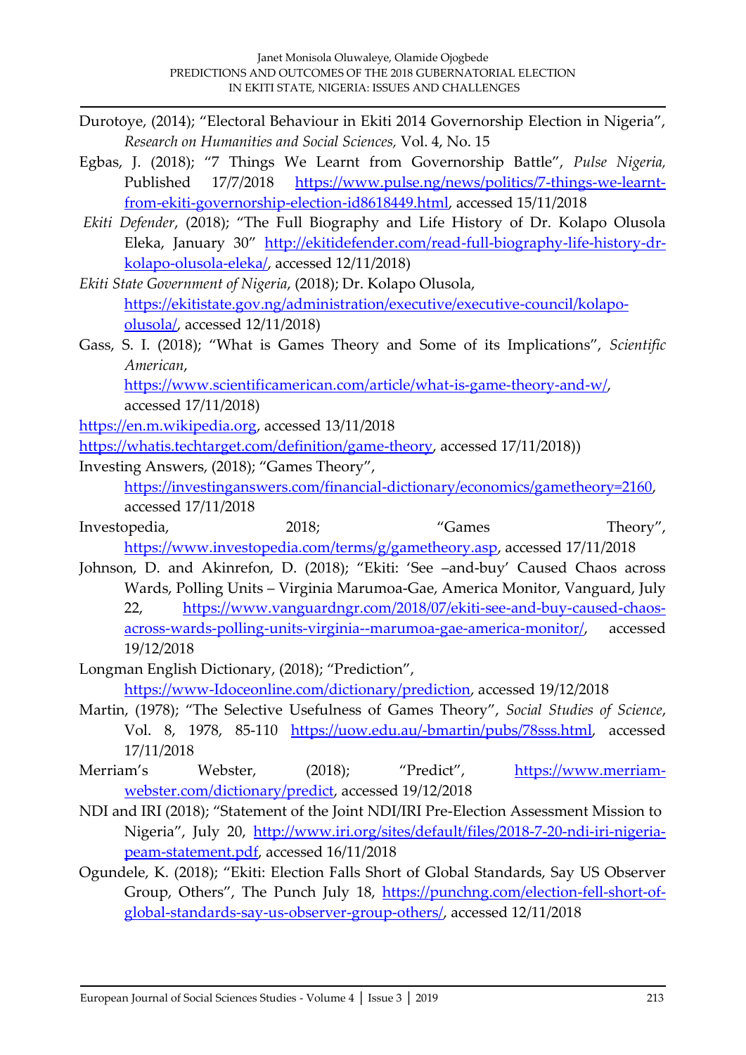Durotoye, (2014); "Electoral Behaviour in Ekiti 2014 Governorship Election in Nigeria", *Research on Humanities and Social Sciences,* Vol. 4, No. 15

Egbas, J. (2018); "7 Things We Learnt from Governorship Battle", *Pulse Nigeria,* Published 17/7/2018 https://www.pulse.ng/news/politics/7-things-we-learnt-from-ekiti-governorship-election-id8618449.html, accessed 15/11/2018

*Ekiti Defender*, (2018); "The Full Biography and Life History of Dr. Kolapo Olusola Eleka, January 30" http://ekitidefender.com/read-full-biography-life-history-dr-kolapo-olusola-eleka/, accessed 12/11/2018)

*Ekiti State Government of Nigeria*, (2018); Dr. Kolapo Olusola, https://ekitistate.gov.ng/administration/executive/executive-council/kolapo-olusola/, accessed 12/11/2018)

Gass, S. I. (2018); "What is Games Theory and Some of its Implications", *Scientific American*, https://www.scientificamerican.com/article/what-is-game-theory-and-w/, accessed 17/11/2018)

https://en.m.wikipedia.org, accessed 13/11/2018

https://whatis.techtarget.com/definition/game-theory, accessed 17/11/2018))

Investing Answers, (2018); "Games Theory", https://investinganswers.com/financial-dictionary/economics/gametheory=2160, accessed 17/11/2018

Investopedia, 2018; "Games Theory", https://www.investopedia.com/terms/g/gametheory.asp, accessed 17/11/2018

Johnson, D. and Akinrefon, D. (2018); "Ekiti: 'See –and-buy' Caused Chaos across Wards, Polling Units – Virginia Marumoa-Gae, America Monitor, Vanguard, July 22, https://www.vanguardngr.com/2018/07/ekiti-see-and-buy-caused-chaos-across-wards-polling-units-virginia--marumoa-gae-america-monitor/, accessed 19/12/2018

Longman English Dictionary, (2018); "Prediction", https://www-Idoceonline.com/dictionary/prediction, accessed 19/12/2018

Martin, (1978); "The Selective Usefulness of Games Theory", *Social Studies of Science*, Vol. 8, 1978, 85-110 https://uow.edu.au/-bmartin/pubs/78sss.html, accessed 17/11/2018

Merriam's Webster, (2018); "Predict", https://www.merriam-webster.com/dictionary/predict, accessed 19/12/2018

NDI and IRI (2018); "Statement of the Joint NDI/IRI Pre-Election Assessment Mission to Nigeria", July 20, http://www.iri.org/sites/default/files/2018-7-20-ndi-iri-nigeria-peam-statement.pdf, accessed 16/11/2018

Ogundele, K. (2018); "Ekiti: Election Falls Short of Global Standards, Say US Observer Group, Others", The Punch July 18, https://punchng.com/election-fell-short-of-global-standards-say-us-observer-group-others/, accessed 12/11/2018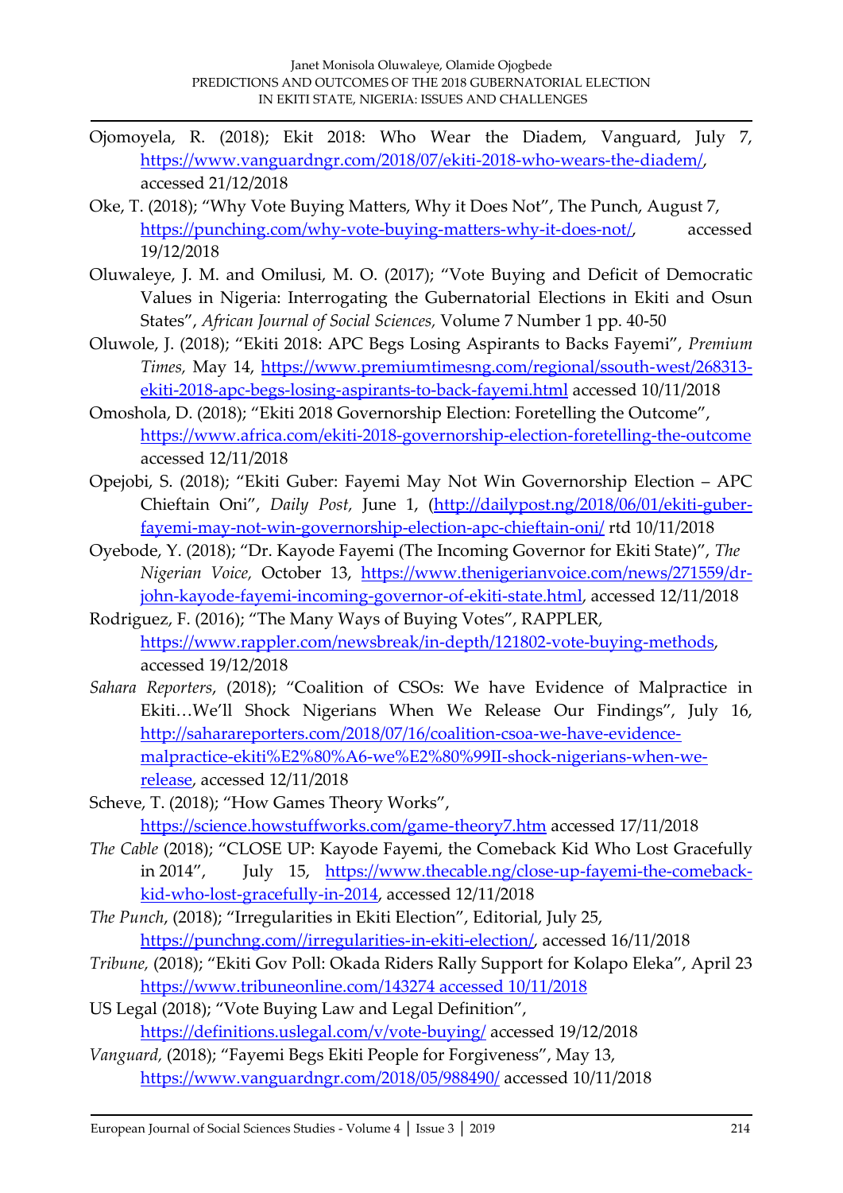Ojomoyela, R. (2018); Ekit 2018: Who Wear the Diadem, Vanguard, July 7, https://www.vanguardngr.com/2018/07/ekiti-2018-who-wears-the-diadem/, accessed 21/12/2018

Oke, T. (2018); "Why Vote Buying Matters, Why it Does Not", The Punch, August 7, https://punching.com/why-vote-buying-matters-why-it-does-not/, accessed 19/12/2018

Oluwaleye, J. M. and Omilusi, M. O. (2017); "Vote Buying and Deficit of Democratic Values in Nigeria: Interrogating the Gubernatorial Elections in Ekiti and Osun States", *African Journal of Social Sciences,* Volume 7 Number 1 pp. 40-50

Oluwole, J. (2018); "Ekiti 2018: APC Begs Losing Aspirants to Backs Fayemi", *Premium Times,* May 14, https://www.premiumtimesng.com/regional/ssouth-west/268313-ekiti-2018-apc-begs-losing-aspirants-to-back-fayemi.html accessed 10/11/2018

Omoshola, D. (2018); "Ekiti 2018 Governorship Election: Foretelling the Outcome", https://www.africa.com/ekiti-2018-governorship-election-foretelling-the-outcome accessed 12/11/2018

Opejobi, S. (2018); "Ekiti Guber: Fayemi May Not Win Governorship Election – APC Chieftain Oni", *Daily Post,* June 1, (http://dailypost.ng/2018/06/01/ekiti-guber-fayemi-may-not-win-governorship-election-apc-chieftain-oni/ rtd 10/11/2018

Oyebode, Y. (2018); "Dr. Kayode Fayemi (The Incoming Governor for Ekiti State)", *The Nigerian Voice,* October 13, https://www.thenigerianvoice.com/news/271559/dr-john-kayode-fayemi-incoming-governor-of-ekiti-state.html, accessed 12/11/2018

Rodriguez, F. (2016); "The Many Ways of Buying Votes", RAPPLER, https://www.rappler.com/newsbreak/in-depth/121802-vote-buying-methods, accessed 19/12/2018

*Sahara Reporters*, (2018); "Coalition of CSOs: We have Evidence of Malpractice in Ekiti…We'll Shock Nigerians When We Release Our Findings", July 16, http://saharareporters.com/2018/07/16/coalition-csoa-we-have-evidence-malpractice-ekiti%E2%80%A6-we%E2%80%99II-shock-nigerians-when-we-release, accessed 12/11/2018

Scheve, T. (2018); "How Games Theory Works", https://science.howstuffworks.com/game-theory7.htm accessed 17/11/2018

*The Cable* (2018); "CLOSE UP: Kayode Fayemi, the Comeback Kid Who Lost Gracefully in 2014", July 15, https://www.thecable.ng/close-up-fayemi-the-comeback-kid-who-lost-gracefully-in-2014, accessed 12/11/2018

*The Punch*, (2018); "Irregularities in Ekiti Election", Editorial, July 25, https://punchng.com//irregularities-in-ekiti-election/, accessed 16/11/2018

*Tribune,* (2018); "Ekiti Gov Poll: Okada Riders Rally Support for Kolapo Eleka", April 23 https://www.tribuneonline.com/143274 accessed 10/11/2018

US Legal (2018); "Vote Buying Law and Legal Definition", https://definitions.uslegal.com/v/vote-buying/ accessed 19/12/2018

*Vanguard,* (2018); "Fayemi Begs Ekiti People for Forgiveness", May 13, https://www.vanguardngr.com/2018/05/988490/ accessed 10/11/2018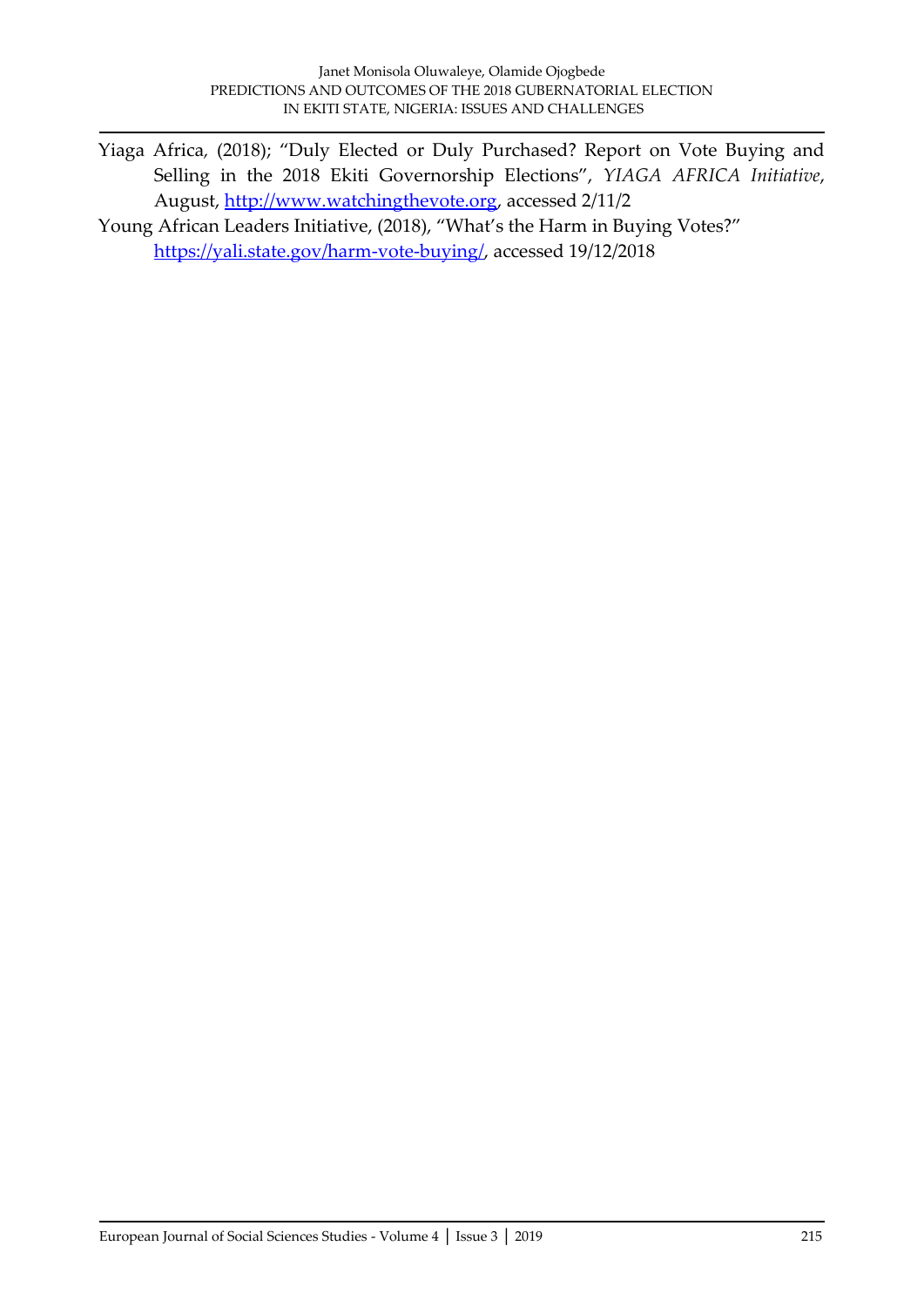Yiaga Africa, (2018); "Duly Elected or Duly Purchased? Report on Vote Buying and Selling in the 2018 Ekiti Governorship Elections", *YIAGA AFRICA Initiative*, August, http://www.watchingthevote.org, accessed 2/11/2

Young African Leaders Initiative, (2018), "What's the Harm in Buying Votes?" https://yali.state.gov/harm-vote-buying/, accessed 19/12/2018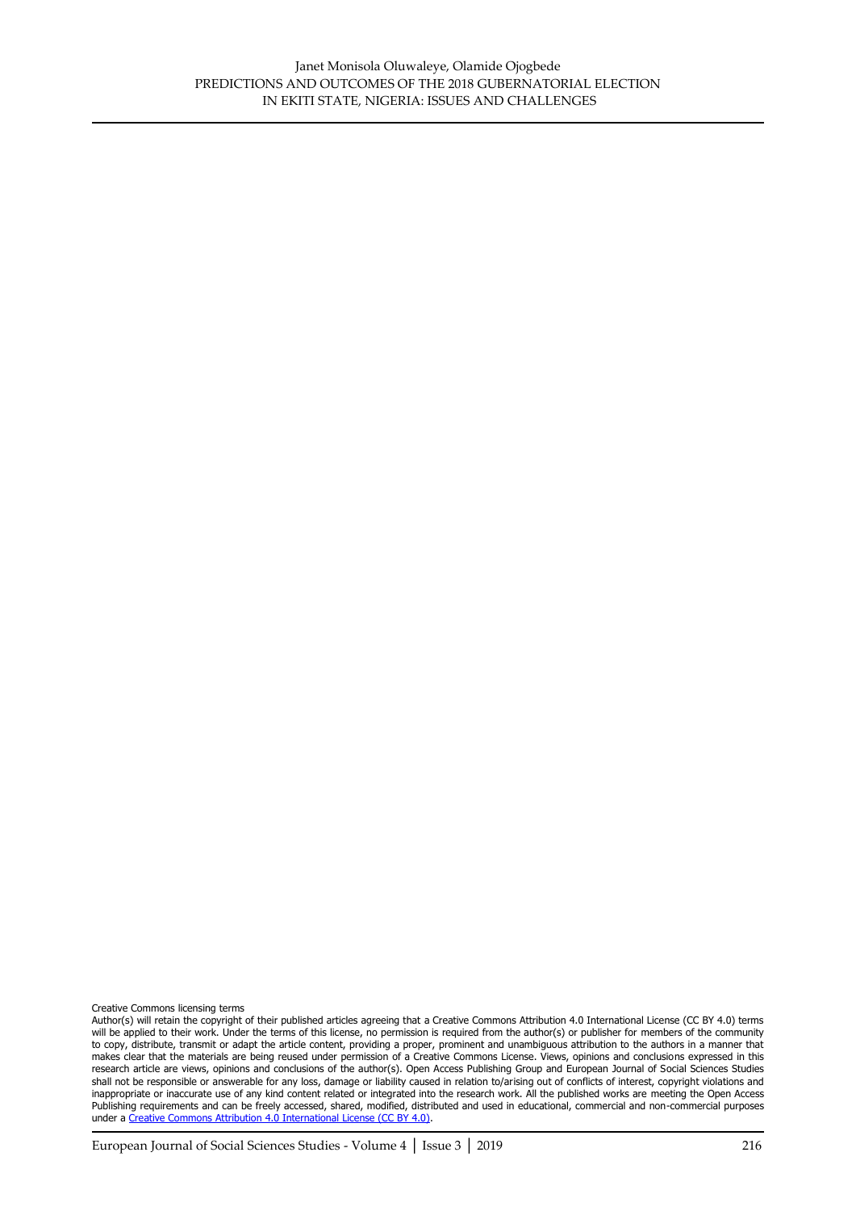Creative Commons licensing terms

Author(s) will retain the copyright of their published articles agreeing that a Creative Commons Attribution 4.0 International License (CC BY 4.0) terms will be applied to their work. Under the terms of this license, no permission is required from the author(s) or publisher for members of the community to copy, distribute, transmit or adapt the article content, providing a proper, prominent and unambiguous attribution to the authors in a manner that makes clear that the materials are being reused under permission of a Creative Commons License. Views, opinions and conclusions expressed in this research article are views, opinions and conclusions of the author(s). Open Access Publishing Group and European Journal of Social Sciences Studies shall not be responsible or answerable for any loss, damage or liability caused in relation to/arising out of conflicts of interest, copyright violations and inappropriate or inaccurate use of any kind content related or integrated into the research work. All the published works are meeting the Open Access Publishing requirements and can be freely accessed, shared, modified, distributed and used in educational, commercial and non-commercial purposes under a [Creative Commons Attribution 4.0 International License (CC BY 4.0)](https://creativecommons.org/licenses/by/4.0/).